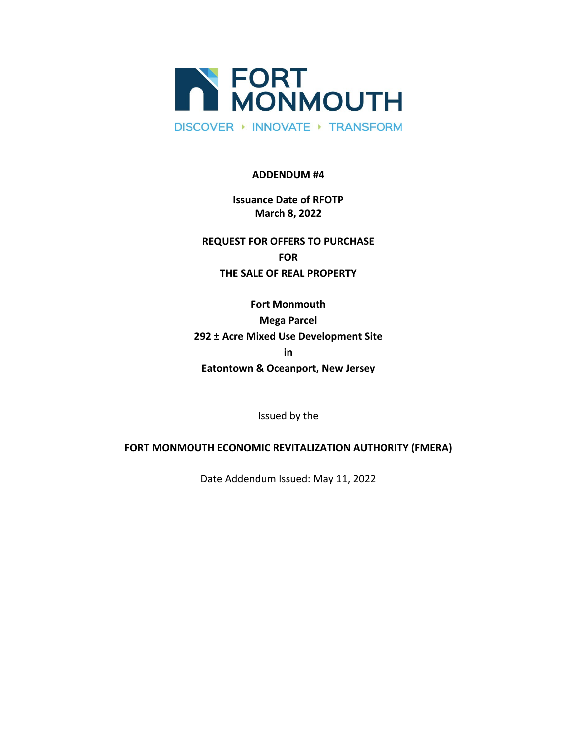# FORT MONMOUTH

DISCOVER ‣ INNOVATE ‣ TRANSFORM

**ADDENDUM #4**

**Issuance Date of RFOTP**
**March 8, 2022**

**REQUEST FOR OFFERS TO PURCHASE**
**FOR**
**THE SALE OF REAL PROPERTY**

**Fort Monmouth**
**Mega Parcel**
**292 ± Acre Mixed Use Development Site**
**in**
**Eatontown & Oceanport, New Jersey**

Issued by the

**FORT MONMOUTH ECONOMIC REVITALIZATION AUTHORITY (FMERA)**

Date Addendum Issued: May 11, 2022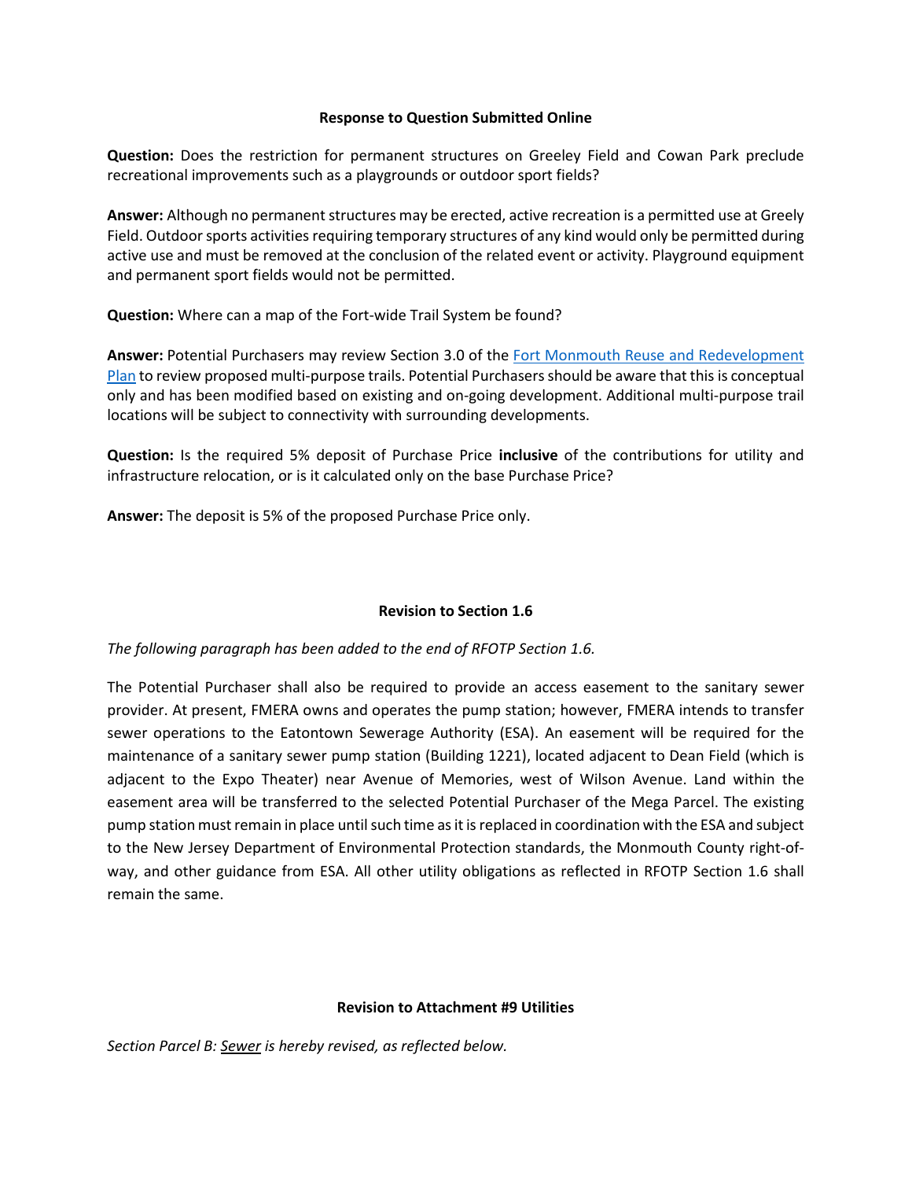**Response to Question Submitted Online**

**Question:** Does the restriction for permanent structures on Greeley Field and Cowan Park preclude recreational improvements such as a playgrounds or outdoor sport fields?

**Answer:** Although no permanent structures may be erected, active recreation is a permitted use at Greely Field. Outdoor sports activities requiring temporary structures of any kind would only be permitted during active use and must be removed at the conclusion of the related event or activity. Playground equipment and permanent sport fields would not be permitted.

**Question:** Where can a map of the Fort-wide Trail System be found?

**Answer:** Potential Purchasers may review Section 3.0 of the [Fort Monmouth Reuse and Redevelopment Plan] to review proposed multi-purpose trails. Potential Purchasers should be aware that this is conceptual only and has been modified based on existing and on-going development. Additional multi-purpose trail locations will be subject to connectivity with surrounding developments.

**Question:** Is the required 5% deposit of Purchase Price **inclusive** of the contributions for utility and infrastructure relocation, or is it calculated only on the base Purchase Price?

**Answer:** The deposit is 5% of the proposed Purchase Price only.

**Revision to Section 1.6**

*The following paragraph has been added to the end of RFOTP Section 1.6.*

The Potential Purchaser shall also be required to provide an access easement to the sanitary sewer provider. At present, FMERA owns and operates the pump station; however, FMERA intends to transfer sewer operations to the Eatontown Sewerage Authority (ESA). An easement will be required for the maintenance of a sanitary sewer pump station (Building 1221), located adjacent to Dean Field (which is adjacent to the Expo Theater) near Avenue of Memories, west of Wilson Avenue. Land within the easement area will be transferred to the selected Potential Purchaser of the Mega Parcel. The existing pump station must remain in place until such time as it is replaced in coordination with the ESA and subject to the New Jersey Department of Environmental Protection standards, the Monmouth County right-of-way, and other guidance from ESA. All other utility obligations as reflected in RFOTP Section 1.6 shall remain the same.

**Revision to Attachment #9 Utilities**

*Section Parcel B: Sewer is hereby revised, as reflected below.*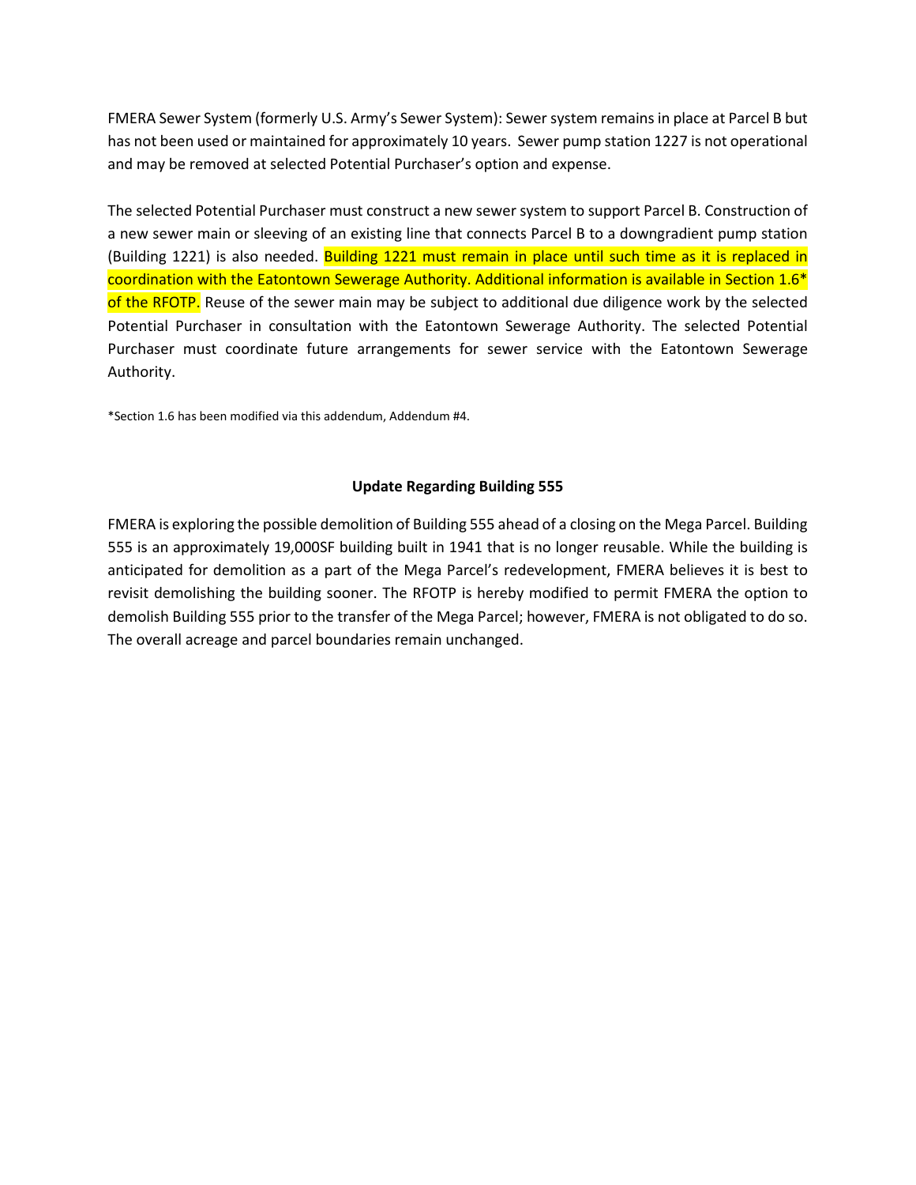FMERA Sewer System (formerly U.S. Army's Sewer System): Sewer system remains in place at Parcel B but has not been used or maintained for approximately 10 years. Sewer pump station 1227 is not operational and may be removed at selected Potential Purchaser's option and expense.

The selected Potential Purchaser must construct a new sewer system to support Parcel B. Construction of a new sewer main or sleeving of an existing line that connects Parcel B to a downgradient pump station (Building 1221) is also needed. Building 1221 must remain in place until such time as it is replaced in coordination with the Eatontown Sewerage Authority. Additional information is available in Section 1.6* of the RFOTP. Reuse of the sewer main may be subject to additional due diligence work by the selected Potential Purchaser in consultation with the Eatontown Sewerage Authority. The selected Potential Purchaser must coordinate future arrangements for sewer service with the Eatontown Sewerage Authority.

*Section 1.6 has been modified via this addendum, Addendum #4.

### Update Regarding Building 555

FMERA is exploring the possible demolition of Building 555 ahead of a closing on the Mega Parcel. Building 555 is an approximately 19,000SF building built in 1941 that is no longer reusable. While the building is anticipated for demolition as a part of the Mega Parcel's redevelopment, FMERA believes it is best to revisit demolishing the building sooner. The RFOTP is hereby modified to permit FMERA the option to demolish Building 555 prior to the transfer of the Mega Parcel; however, FMERA is not obligated to do so. The overall acreage and parcel boundaries remain unchanged.